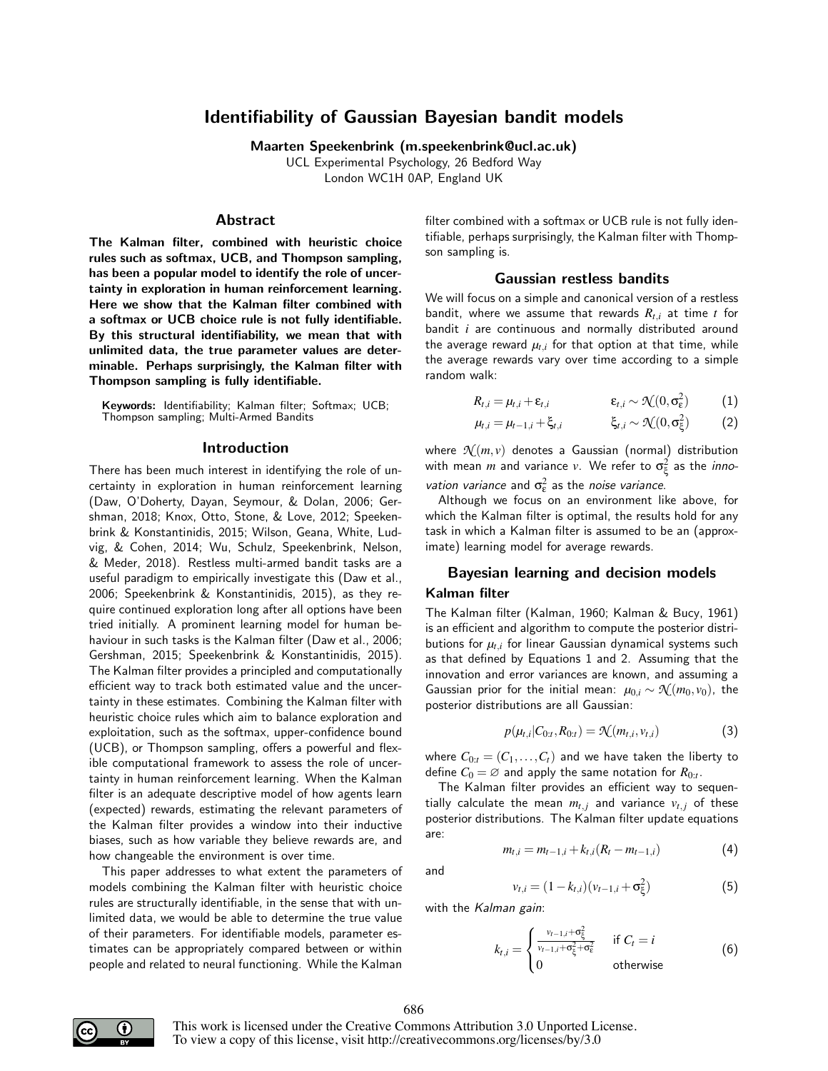# Identifiability of Gaussian Bayesian bandit models

**Maarten Speekenbrink (m.speekenbrink@ucl.ac.uk)**
UCL Experimental Psychology, 26 Bedford Way
London WC1H 0AP, England UK

## Abstract

**The Kalman filter, combined with heuristic choice rules such as softmax, UCB, and Thompson sampling, has been a popular model to identify the role of uncertainty in exploration in human reinforcement learning. Here we show that the Kalman filter combined with a softmax or UCB choice rule is not fully identifiable. By this structural identifiability, we mean that with unlimited data, the true parameter values are determinable. Perhaps surprisingly, the Kalman filter with Thompson sampling is fully identifiable.**

**Keywords:** Identifiability; Kalman filter; Softmax; UCB; Thompson sampling; Multi-Armed Bandits

## Introduction

There has been much interest in identifying the role of uncertainty in exploration in human reinforcement learning (Daw, O'Doherty, Dayan, Seymour, & Dolan, 2006; Gershman, 2018; Knox, Otto, Stone, & Love, 2012; Speekenbrink & Konstantinidis, 2015; Wilson, Geana, White, Ludvig, & Cohen, 2014; Wu, Schulz, Speekenbrink, Nelson, & Meder, 2018). Restless multi-armed bandit tasks are a useful paradigm to empirically investigate this (Daw et al., 2006; Speekenbrink & Konstantinidis, 2015), as they require continued exploration long after all options have been tried initially. A prominent learning model for human behaviour in such tasks is the Kalman filter (Daw et al., 2006; Gershman, 2015; Speekenbrink & Konstantinidis, 2015). The Kalman filter provides a principled and computationally efficient way to track both estimated value and the uncertainty in these estimates. Combining the Kalman filter with heuristic choice rules which aim to balance exploration and exploitation, such as the softmax, upper-confidence bound (UCB), or Thompson sampling, offers a powerful and flexible computational framework to assess the role of uncertainty in human reinforcement learning. When the Kalman filter is an adequate descriptive model of how agents learn (expected) rewards, estimating the relevant parameters of the Kalman filter provides a window into their inductive biases, such as how variable they believe rewards are, and how changeable the environment is over time.

This paper addresses to what extent the parameters of models combining the Kalman filter with heuristic choice rules are structurally identifiable, in the sense that with unlimited data, we would be able to determine the true value of their parameters. For identifiable models, parameter estimates can be appropriately compared between or within people and related to neural functioning. While the Kalman filter combined with a softmax or UCB rule is not fully identifiable, perhaps surprisingly, the Kalman filter with Thompson sampling is.

## Gaussian restless bandits

We will focus on a simple and canonical version of a restless bandit, where we assume that rewards $R_{t,i}$ at time $t$ for bandit $i$ are continuous and normally distributed around the average reward $\mu_{t,i}$ for that option at that time, while the average rewards vary over time according to a simple random walk:

$$R_{t,i} = \mu_{t,i} + \varepsilon_{t,i} \qquad \varepsilon_{t,i} \sim \mathcal{N}(0, \sigma_\varepsilon^2) \tag{1}$$

$$\mu_{t,i} = \mu_{t-1,i} + \xi_{t,i} \qquad \xi_{t,i} \sim \mathcal{N}(0, \sigma_\xi^2) \tag{2}$$

where $\mathcal{N}(m,v)$ denotes a Gaussian (normal) distribution with mean $m$ and variance $v$. We refer to $\sigma_\xi^2$ as the *innovation variance* and $\sigma_\varepsilon^2$ as the *noise variance*.

Although we focus on an environment like above, for which the Kalman filter is optimal, the results hold for any task in which a Kalman filter is assumed to be an (approximate) learning model for average rewards.

## Bayesian learning and decision models

### Kalman filter

The Kalman filter (Kalman, 1960; Kalman & Bucy, 1961) is an efficient and algorithm to compute the posterior distributions for $\mu_{t,i}$ for linear Gaussian dynamical systems such as that defined by Equations 1 and 2. Assuming that the innovation and error variances are known, and assuming a Gaussian prior for the initial mean: $\mu_{0,i} \sim \mathcal{N}(m_0, v_0)$, the posterior distributions are all Gaussian:

$$p(\mu_{t,i}|C_{0:t}, R_{0:t}) = \mathcal{N}(m_{t,i}, v_{t,i}) \tag{3}$$

where $C_{0:t} = (C_1, \ldots, C_t)$ and we have taken the liberty to define $C_0 = \varnothing$ and apply the same notation for $R_{0:t}$.

The Kalman filter provides an efficient way to sequentially calculate the mean $m_{t,j}$ and variance $v_{t,j}$ of these posterior distributions. The Kalman filter update equations are:

$$m_{t,i} = m_{t-1,i} + k_{t,i}(R_t - m_{t-1,i}) \tag{4}$$

and

$$v_{t,i} = (1 - k_{t,i})(v_{t-1,i} + \sigma_\xi^2) \tag{5}$$

with the *Kalman gain*:

$$k_{t,i} = \begin{cases} \frac{v_{t-1,i} + \sigma_\xi^2}{v_{t-1,i} + \sigma_\xi^2 + \sigma_\varepsilon^2} & \text{if } C_t = i \\ 0 & \text{otherwise} \end{cases} \tag{6}$$

This work is licensed under the Creative Commons Attribution 3.0 Unported License. To view a copy of this license, visit http://creativecommons.org/licenses/by/3.0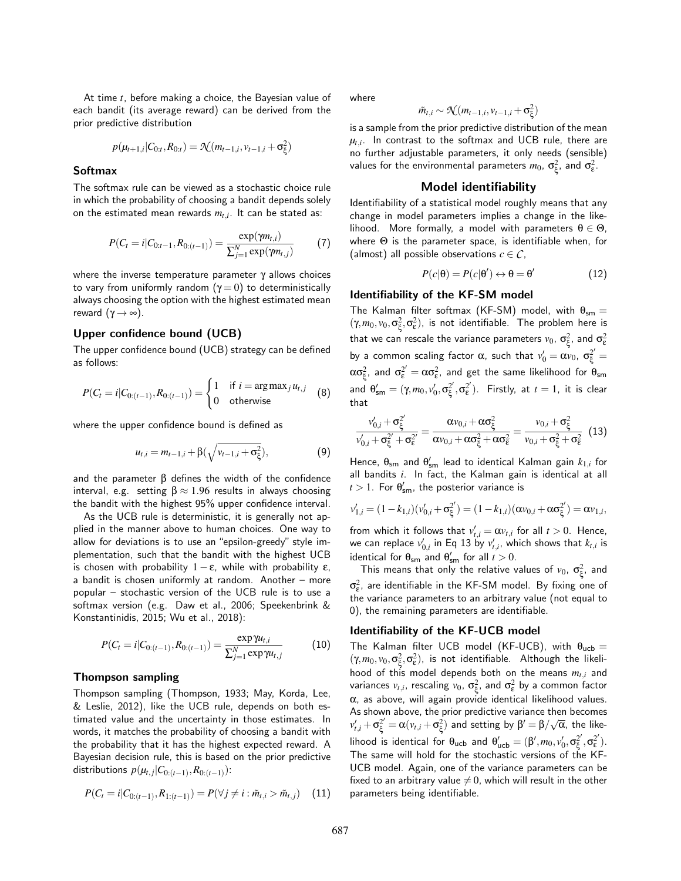At time $t$, before making a choice, the Bayesian value of each bandit (its average reward) can be derived from the prior predictive distribution

$$p(\mu_{t+1,i}|C_{0:t}, R_{0:t}) = \mathcal{N}(m_{t-1,i}, v_{t-1,i} + \sigma_\xi^2)$$

### Softmax

The softmax rule can be viewed as a stochastic choice rule in which the probability of choosing a bandit depends solely on the estimated mean rewards $m_{t,i}$. It can be stated as:

$$P(C_t = i|C_{0:t-1}, R_{0:(t-1)}) = \frac{\exp(\gamma m_{t,i})}{\sum_{j=1}^N \exp(\gamma m_{t,j})} \tag{7}$$

where the inverse temperature parameter $\gamma$ allows choices to vary from uniformly random ($\gamma = 0$) to deterministically always choosing the option with the highest estimated mean reward ($\gamma \to \infty$).

### Upper confidence bound (UCB)

The upper confidence bound (UCB) strategy can be defined as follows:

$$P(C_t = i|C_{0:(t-1)}, R_{0:(t-1)}) = \begin{cases} 1 & \text{if } i = \arg\max_j u_{t,j} \\ 0 & \text{otherwise} \end{cases} \tag{8}$$

where the upper confidence bound is defined as

$$u_{t,i} = m_{t-1,i} + \beta(\sqrt{v_{t-1,i} + \sigma_\xi^2}), \tag{9}$$

and the parameter $\beta$ defines the width of the confidence interval, e.g. setting $\beta \approx 1.96$ results in always choosing the bandit with the highest 95% upper confidence interval.

As the UCB rule is deterministic, it is generally not applied in the manner above to human choices. One way to allow for deviations is to use an "epsilon-greedy" style implementation, such that the bandit with the highest UCB is chosen with probability $1 - \varepsilon$, while with probability $\varepsilon$, a bandit is chosen uniformly at random. Another – more popular – stochastic version of the UCB rule is to use a softmax version (e.g. Daw et al., 2006; Speekenbrink & Konstantinidis, 2015; Wu et al., 2018):

$$P(C_t = i|C_{0:(t-1)}, R_{0:(t-1)}) = \frac{\exp \gamma u_{t,i}}{\sum_{j=1}^N \exp \gamma u_{t,j}} \tag{10}$$

### Thompson sampling

Thompson sampling (Thompson, 1933; May, Korda, Lee, & Leslie, 2012), like the UCB rule, depends on both estimated value and the uncertainty in those estimates. In words, it matches the probability of choosing a bandit with the probability that it has the highest expected reward. A Bayesian decision rule, this is based on the prior predictive distributions $p(\mu_{t,j}|C_{0:(t-1)}, R_{0:(t-1)})$:

$$P(C_t = i|C_{0:(t-1)}, R_{1:(t-1)}) = P(\forall j \neq i : \tilde{m}_{t,i} > \tilde{m}_{t,j}) \tag{11}$$

where

$$\tilde{m}_{t,i} \sim \mathcal{N}(m_{t-1,i}, v_{t-1,i} + \sigma_\xi^2)$$

is a sample from the prior predictive distribution of the mean $\mu_{t,i}$. In contrast to the softmax and UCB rule, there are no further adjustable parameters, it only needs (sensible) values for the environmental parameters $m_0$, $\sigma_\xi^2$, and $\sigma_\varepsilon^2$.

## Model identifiability

Identifiability of a statistical model roughly means that any change in model parameters implies a change in the likelihood. More formally, a model with parameters $\theta \in \Theta$, where $\Theta$ is the parameter space, is identifiable when, for (almost) all possible observations $c \in \mathcal{C}$,

$$P(c|\theta) = P(c|\theta') \leftrightarrow \theta = \theta' \tag{12}$$

### Identifiability of the KF-SM model

The Kalman filter softmax (KF-SM) model, with $\theta_{\mathsf{sm}} = (\gamma, m_0, v_0, \sigma_\xi^2, \sigma_\varepsilon^2)$, is not identifiable. The problem here is that we can rescale the variance parameters $v_0$, $\sigma_\xi^2$, and $\sigma_\varepsilon^2$ by a common scaling factor $\alpha$, such that $v_0' = \alpha v_0$, $\sigma_\xi^{2'} = \alpha \sigma_\xi^2$, and $\sigma_\varepsilon^{2'} = \alpha \sigma_\varepsilon^2$, and get the same likelihood for $\theta_{\mathsf{sm}}$ and $\theta_{\mathsf{sm}}' = (\gamma, m_0, v_0', \sigma_\xi^{2'}, \sigma_\varepsilon^{2'})$. Firstly, at $t = 1$, it is clear that

$$\frac{v_{0,i}' + \sigma_\xi^{2'}}{v_{0,i}' + \sigma_\xi^{2'} + \sigma_\varepsilon^{2'}} = \frac{\alpha v_{0,i} + \alpha \sigma_\xi^2}{\alpha v_{0,i} + \alpha \sigma_\xi^2 + \alpha \sigma_\varepsilon^2} = \frac{v_{0,i} + \sigma_\xi^2}{v_{0,i} + \sigma_\xi^2 + \sigma_\varepsilon^2} \tag{13}$$

Hence, $\theta_{\mathsf{sm}}$ and $\theta_{\mathsf{sm}}'$ lead to identical Kalman gain $k_{1,i}$ for all bandits $i$. In fact, the Kalman gain is identical at all $t > 1$. For $\theta_{\mathsf{sm}}'$, the posterior variance is

$$v_{1,i}' = (1 - k_{1,i})(v_{0,i}' + \sigma_\xi^{2'}) = (1 - k_{1,i})(\alpha v_{0,i} + \alpha \sigma_\xi^{2'}) = \alpha v_{1,i},$$

from which it follows that $v_{t,i}' = \alpha v_{t,i}$ for all $t > 0$. Hence, we can replace $v_{0,i}'$ in Eq 13 by $v_{t,i}'$, which shows that $k_{t,i}$ is identical for $\theta_{\mathsf{sm}}$ and $\theta_{\mathsf{sm}}'$ for all $t > 0$.

This means that only the relative values of $v_0$, $\sigma_\xi^2$, and $\sigma_\varepsilon^2$, are identifiable in the KF-SM model. By fixing one of the variance parameters to an arbitrary value (not equal to 0), the remaining parameters are identifiable.

### Identifiability of the KF-UCB model

The Kalman filter UCB model (KF-UCB), with $\theta_{\mathsf{ucb}} = (\gamma, m_0, v_0, \sigma_\xi^2, \sigma_\varepsilon^2)$, is not identifiable. Although the likelihood of this model depends both on the means $m_{t,i}$ and variances $v_{t,i}$, rescaling $v_0$, $\sigma_\xi^2$, and $\sigma_\varepsilon^2$ by a common factor $\alpha$, as above, will again provide identical likelihood values. As shown above, the prior predictive variance then becomes $v_{t,i}' + \sigma_\xi^{2'} = \alpha(v_{t,i} + \sigma_\xi^2)$ and setting by $\beta' = \beta/\sqrt{\alpha}$, the likelihood is identical for $\theta_{\mathsf{ucb}}$ and $\theta_{\mathsf{ucb}}' = (\beta', m_0, v_0', \sigma_\xi^{2'}, \sigma_\varepsilon^{2'})$. The same will hold for the stochastic versions of the KF-UCB model. Again, one of the variance parameters can be fixed to an arbitrary value $\neq 0$, which will result in the other parameters being identifiable.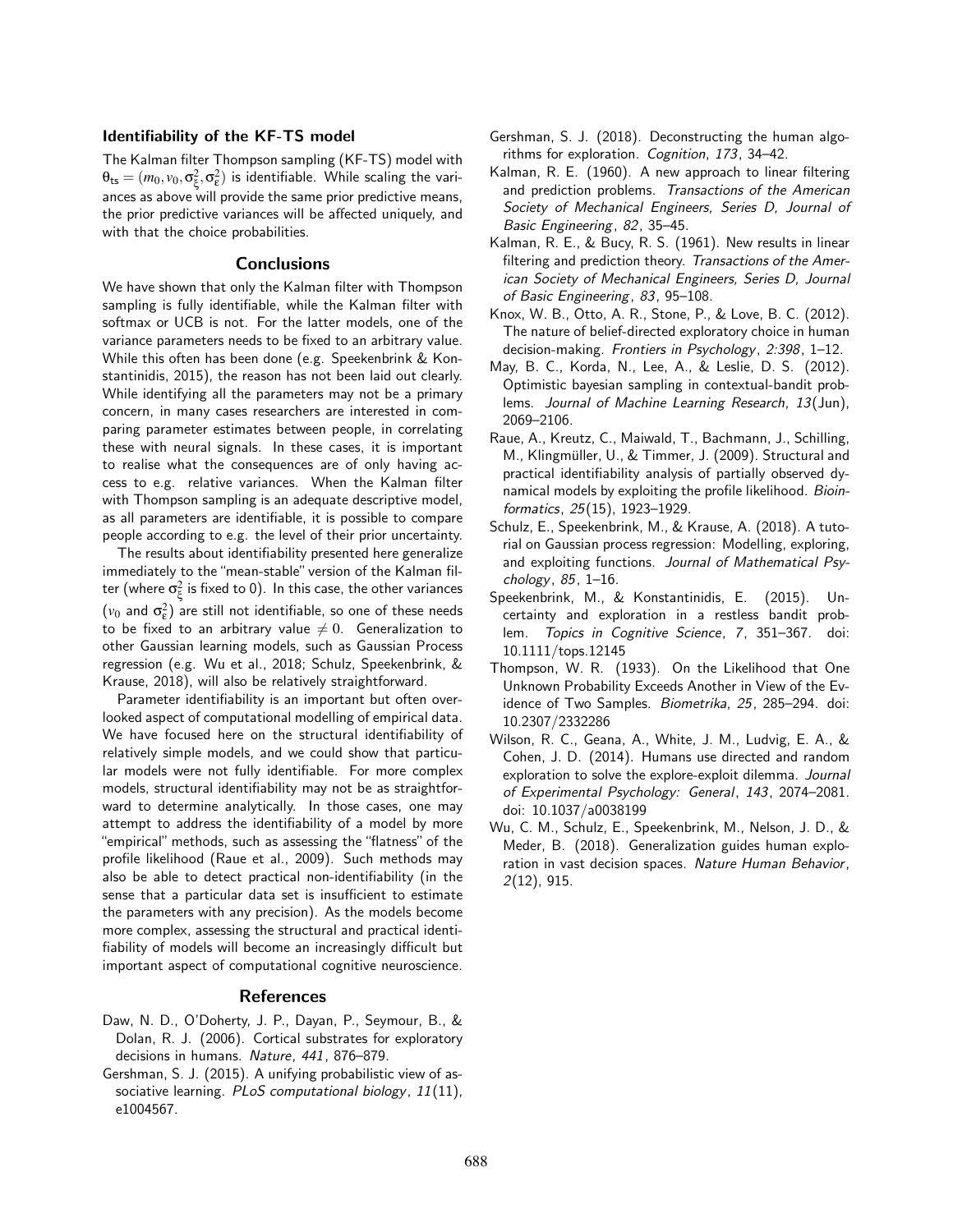### Identifiability of the KF-TS model

The Kalman filter Thompson sampling (KF-TS) model with $\theta_{\text{ts}} = (m_0, v_0, \sigma^2_\xi, \sigma^2_\varepsilon)$ is identifiable. While scaling the variances as above will provide the same prior predictive means, the prior predictive variances will be affected uniquely, and with that the choice probabilities.

## Conclusions

We have shown that only the Kalman filter with Thompson sampling is fully identifiable, while the Kalman filter with softmax or UCB is not. For the latter models, one of the variance parameters needs to be fixed to an arbitrary value. While this often has been done (e.g. Speekenbrink & Konstantinidis, 2015), the reason has not been laid out clearly. While identifying all the parameters may not be a primary concern, in many cases researchers are interested in comparing parameter estimates between people, in correlating these with neural signals. In these cases, it is important to realise what the consequences are of only having access to e.g. relative variances. When the Kalman filter with Thompson sampling is an adequate descriptive model, as all parameters are identifiable, it is possible to compare people according to e.g. the level of their prior uncertainty.

The results about identifiability presented here generalize immediately to the "mean-stable" version of the Kalman filter (where $\sigma^2_\xi$ is fixed to 0). In this case, the other variances ($v_0$ and $\sigma^2_\varepsilon$) are still not identifiable, so one of these needs to be fixed to an arbitrary value $\neq 0$. Generalization to other Gaussian learning models, such as Gaussian Process regression (e.g. Wu et al., 2018; Schulz, Speekenbrink, & Krause, 2018), will also be relatively straightforward.

Parameter identifiability is an important but often overlooked aspect of computational modelling of empirical data. We have focused here on the structural identifiability of relatively simple models, and we could show that particular models were not fully identifiable. For more complex models, structural identifiability may not be as straightforward to determine analytically. In those cases, one may attempt to address the identifiability of a model by more "empirical" methods, such as assessing the "flatness" of the profile likelihood (Raue et al., 2009). Such methods may also be able to detect practical non-identifiability (in the sense that a particular data set is insufficient to estimate the parameters with any precision). As the models become more complex, assessing the structural and practical identifiability of models will become an increasingly difficult but important aspect of computational cognitive neuroscience.

## References

Daw, N. D., O'Doherty, J. P., Dayan, P., Seymour, B., & Dolan, R. J. (2006). Cortical substrates for exploratory decisions in humans. *Nature*, *441*, 876–879.

Gershman, S. J. (2015). A unifying probabilistic view of associative learning. *PLoS computational biology*, *11*(11), e1004567.

Gershman, S. J. (2018). Deconstructing the human algorithms for exploration. *Cognition*, *173*, 34–42.

Kalman, R. E. (1960). A new approach to linear filtering and prediction problems. *Transactions of the American Society of Mechanical Engineers, Series D, Journal of Basic Engineering*, *82*, 35–45.

Kalman, R. E., & Bucy, R. S. (1961). New results in linear filtering and prediction theory. *Transactions of the American Society of Mechanical Engineers, Series D, Journal of Basic Engineering*, *83*, 95–108.

Knox, W. B., Otto, A. R., Stone, P., & Love, B. C. (2012). The nature of belief-directed exploratory choice in human decision-making. *Frontiers in Psychology*, *2:398*, 1–12.

May, B. C., Korda, N., Lee, A., & Leslie, D. S. (2012). Optimistic bayesian sampling in contextual-bandit problems. *Journal of Machine Learning Research*, *13*(Jun), 2069–2106.

Raue, A., Kreutz, C., Maiwald, T., Bachmann, J., Schilling, M., Klingmüller, U., & Timmer, J. (2009). Structural and practical identifiability analysis of partially observed dynamical models by exploiting the profile likelihood. *Bioinformatics*, *25*(15), 1923–1929.

Schulz, E., Speekenbrink, M., & Krause, A. (2018). A tutorial on Gaussian process regression: Modelling, exploring, and exploiting functions. *Journal of Mathematical Psychology*, *85*, 1–16.

Speekenbrink, M., & Konstantinidis, E. (2015). Uncertainty and exploration in a restless bandit problem. *Topics in Cognitive Science*, *7*, 351–367. doi: 10.1111/tops.12145

Thompson, W. R. (1933). On the Likelihood that One Unknown Probability Exceeds Another in View of the Evidence of Two Samples. *Biometrika*, *25*, 285–294. doi: 10.2307/2332286

Wilson, R. C., Geana, A., White, J. M., Ludvig, E. A., & Cohen, J. D. (2014). Humans use directed and random exploration to solve the explore-exploit dilemma. *Journal of Experimental Psychology: General*, *143*, 2074–2081. doi: 10.1037/a0038199

Wu, C. M., Schulz, E., Speekenbrink, M., Nelson, J. D., & Meder, B. (2018). Generalization guides human exploration in vast decision spaces. *Nature Human Behavior*, *2*(12), 915.